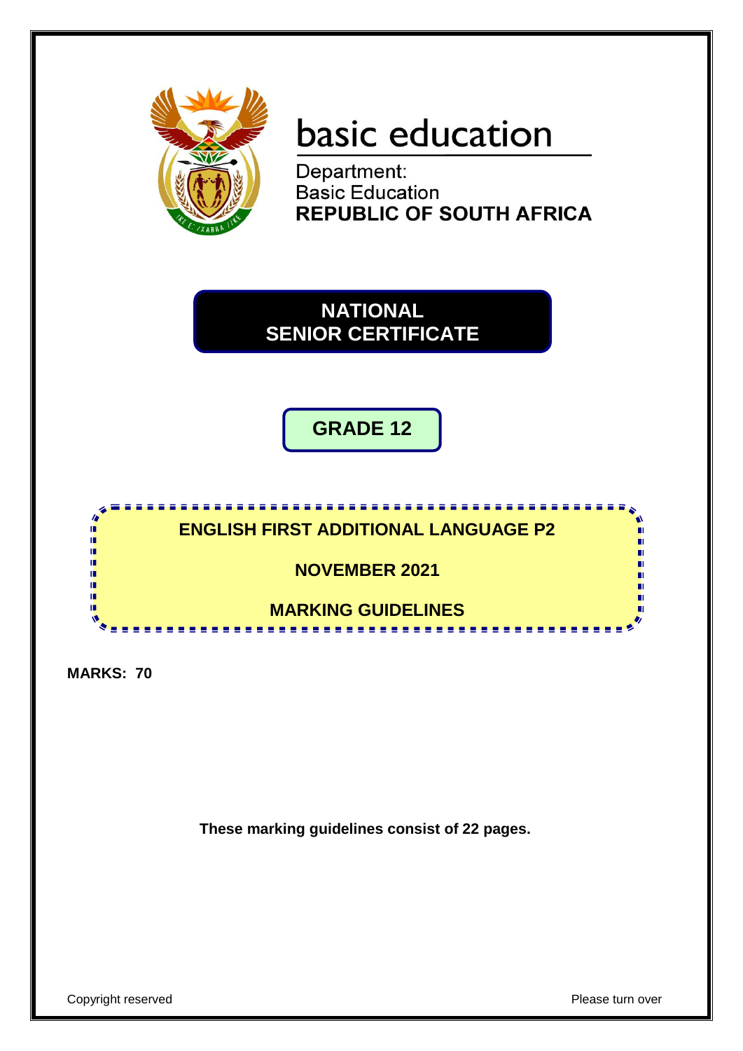basic education

Department:
Basic Education
**REPUBLIC OF SOUTH AFRICA**

# NATIONAL SENIOR CERTIFICATE

## GRADE 12

## ENGLISH FIRST ADDITIONAL LANGUAGE P2

## NOVEMBER 2021

## MARKING GUIDELINES

**MARKS: 70**

**These marking guidelines consist of 22 pages.**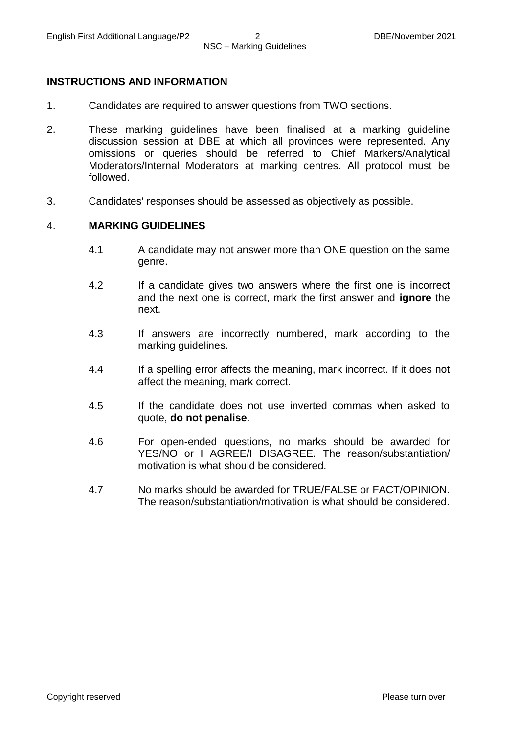## INSTRUCTIONS AND INFORMATION

1. Candidates are required to answer questions from TWO sections.

2. These marking guidelines have been finalised at a marking guideline discussion session at DBE at which all provinces were represented. Any omissions or queries should be referred to Chief Markers/Analytical Moderators/Internal Moderators at marking centres. All protocol must be followed.

3. Candidates' responses should be assessed as objectively as possible.

4. **MARKING GUIDELINES**

    4.1 A candidate may not answer more than ONE question on the same genre.

    4.2 If a candidate gives two answers where the first one is incorrect and the next one is correct, mark the first answer and **ignore** the next.

    4.3 If answers are incorrectly numbered, mark according to the marking guidelines.

    4.4 If a spelling error affects the meaning, mark incorrect. If it does not affect the meaning, mark correct.

    4.5 If the candidate does not use inverted commas when asked to quote, **do not penalise**.

    4.6 For open-ended questions, no marks should be awarded for YES/NO or I AGREE/I DISAGREE. The reason/substantiation/ motivation is what should be considered.

    4.7 No marks should be awarded for TRUE/FALSE or FACT/OPINION. The reason/substantiation/motivation is what should be considered.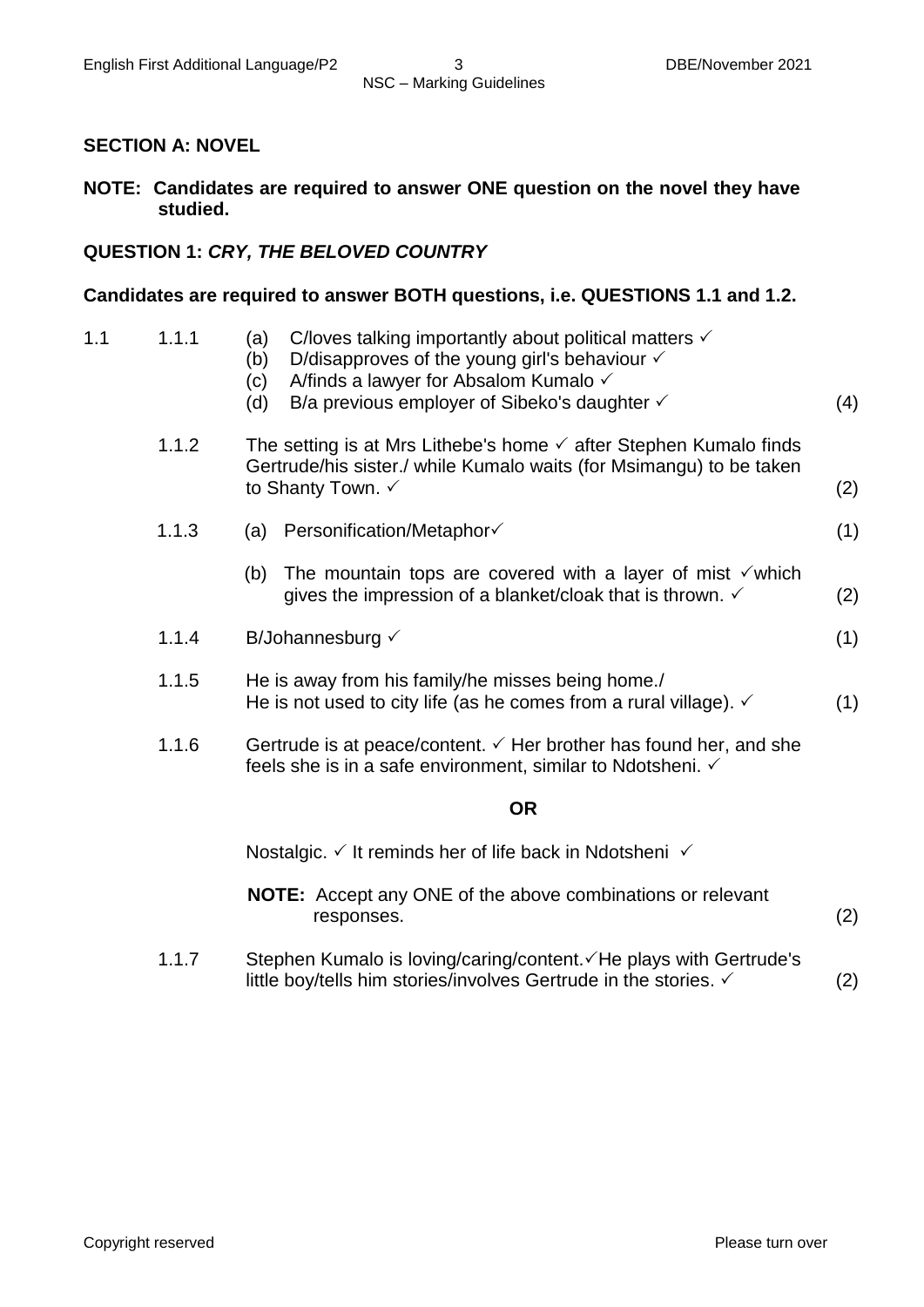## SECTION A: NOVEL

**NOTE: Candidates are required to answer ONE question on the novel they have studied.**

### QUESTION 1: *CRY, THE BELOVED COUNTRY*

**Candidates are required to answer BOTH questions, i.e. QUESTIONS 1.1 and 1.2.**

1.1

1.1.1
- (a) C/loves talking importantly about political matters ✓
- (b) D/disapproves of the young girl's behaviour ✓
- (c) A/finds a lawyer for Absalom Kumalo ✓
- (d) B/a previous employer of Sibeko's daughter ✓ (4)

1.1.2 The setting is at Mrs Lithebe's home ✓ after Stephen Kumalo finds Gertrude/his sister./ while Kumalo waits (for Msimangu) to be taken to Shanty Town. ✓ (2)

1.1.3
- (a) Personification/Metaphor✓ (1)
- (b) The mountain tops are covered with a layer of mist ✓which gives the impression of a blanket/cloak that is thrown. ✓ (2)

1.1.4 B/Johannesburg ✓ (1)

1.1.5 He is away from his family/he misses being home./ He is not used to city life (as he comes from a rural village). ✓ (1)

1.1.6 Gertrude is at peace/content. ✓ Her brother has found her, and she feels she is in a safe environment, similar to Ndotsheni. ✓

**OR**

Nostalgic. ✓ It reminds her of life back in Ndotsheni ✓

**NOTE:** Accept any ONE of the above combinations or relevant responses. (2)

1.1.7 Stephen Kumalo is loving/caring/content.✓He plays with Gertrude's little boy/tells him stories/involves Gertrude in the stories. ✓ (2)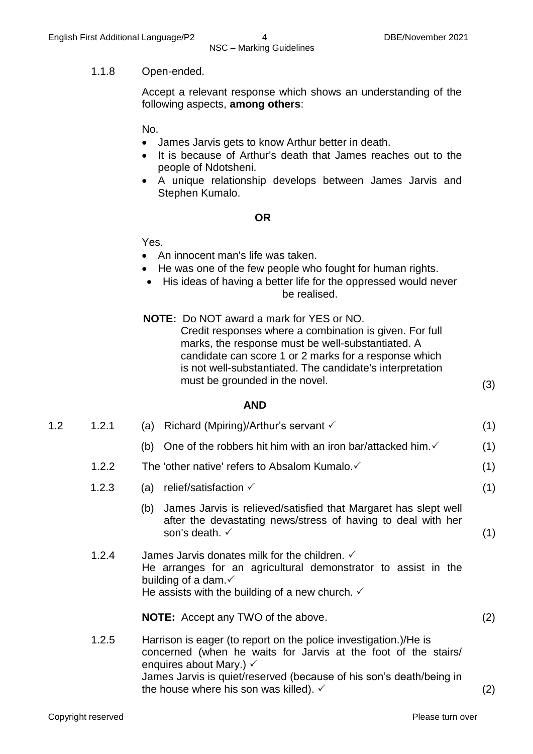1.1.8 Open-ended.

Accept a relevant response which shows an understanding of the following aspects, **among others**:

No.

- James Jarvis gets to know Arthur better in death.
- It is because of Arthur's death that James reaches out to the people of Ndotsheni.
- A unique relationship develops between James Jarvis and Stephen Kumalo.

**OR**

Yes.

- An innocent man's life was taken.
- He was one of the few people who fought for human rights.
- His ideas of having a better life for the oppressed would never be realised.

**NOTE:** Do NOT award a mark for YES or NO. Credit responses where a combination is given. For full marks, the response must be well-substantiated. A candidate can score 1 or 2 marks for a response which is not well-substantiated. The candidate's interpretation must be grounded in the novel. (3)

**AND**

1.2

1.2.1 (a) Richard (Mpiring)/Arthur's servant ✓ (1)

(b) One of the robbers hit him with an iron bar/attacked him.✓ (1)

1.2.2 The 'other native' refers to Absalom Kumalo.✓ (1)

1.2.3 (a) relief/satisfaction ✓ (1)

(b) James Jarvis is relieved/satisfied that Margaret has slept well after the devastating news/stress of having to deal with her son's death. ✓ (1)

1.2.4 James Jarvis donates milk for the children. ✓
He arranges for an agricultural demonstrator to assist in the building of a dam.✓
He assists with the building of a new church. ✓

**NOTE:** Accept any TWO of the above. (2)

1.2.5 Harrison is eager (to report on the police investigation.)/He is concerned (when he waits for Jarvis at the foot of the stairs/ enquires about Mary.) ✓
James Jarvis is quiet/reserved (because of his son's death/being in the house where his son was killed). ✓ (2)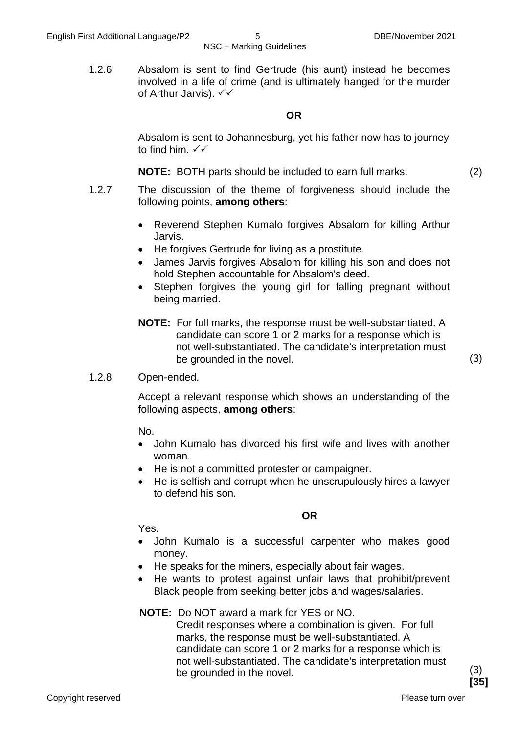1.2.6 Absalom is sent to find Gertrude (his aunt) instead he becomes involved in a life of crime (and is ultimately hanged for the murder of Arthur Jarvis). ✓✓

**OR**

Absalom is sent to Johannesburg, yet his father now has to journey to find him. ✓✓

**NOTE:** BOTH parts should be included to earn full marks. (2)

1.2.7 The discussion of the theme of forgiveness should include the following points, **among others**:

- Reverend Stephen Kumalo forgives Absalom for killing Arthur Jarvis.
- He forgives Gertrude for living as a prostitute.
- James Jarvis forgives Absalom for killing his son and does not hold Stephen accountable for Absalom's deed.
- Stephen forgives the young girl for falling pregnant without being married.

**NOTE:** For full marks, the response must be well-substantiated. A candidate can score 1 or 2 marks for a response which is not well-substantiated. The candidate's interpretation must be grounded in the novel. (3)

1.2.8 Open-ended.

Accept a relevant response which shows an understanding of the following aspects, **among others**:

No.

- John Kumalo has divorced his first wife and lives with another woman.
- He is not a committed protester or campaigner.
- He is selfish and corrupt when he unscrupulously hires a lawyer to defend his son.

**OR**

Yes.

- John Kumalo is a successful carpenter who makes good money.
- He speaks for the miners, especially about fair wages.
- He wants to protest against unfair laws that prohibit/prevent Black people from seeking better jobs and wages/salaries.

**NOTE:** Do NOT award a mark for YES or NO.
Credit responses where a combination is given. For full marks, the response must be well-substantiated. A candidate can score 1 or 2 marks for a response which is not well-substantiated. The candidate's interpretation must be grounded in the novel. (3)

**[35]**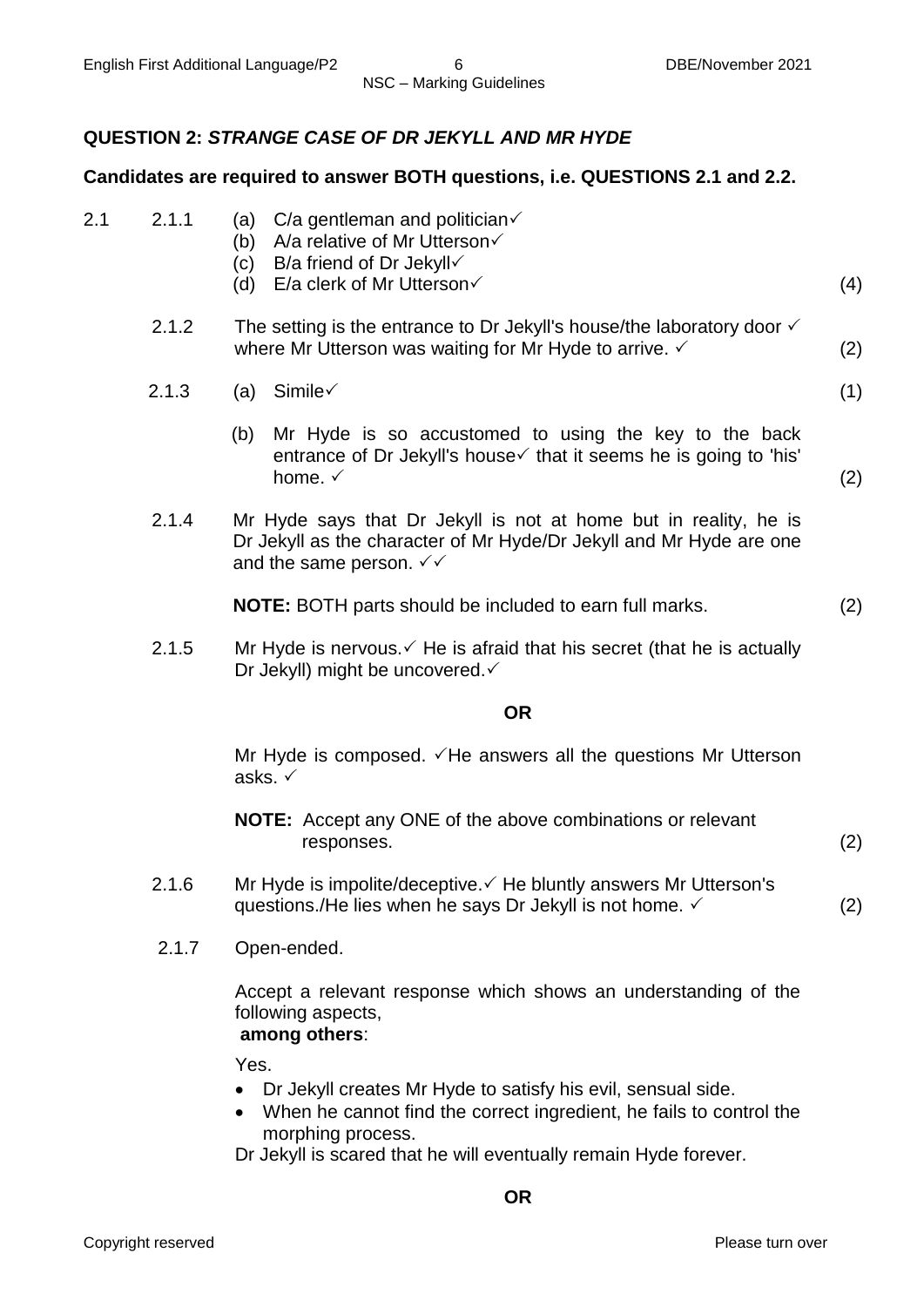## QUESTION 2: *STRANGE CASE OF DR JEKYLL AND MR HYDE*

**Candidates are required to answer BOTH questions, i.e. QUESTIONS 2.1 and 2.2.**

2.1

2.1.1
- (a) C/a gentleman and politician✓
- (b) A/a relative of Mr Utterson✓
- (c) B/a friend of Dr Jekyll✓
- (d) E/a clerk of Mr Utterson✓ (4)

2.1.2 The setting is the entrance to Dr Jekyll's house/the laboratory door ✓ where Mr Utterson was waiting for Mr Hyde to arrive. ✓ (2)

2.1.3 (a) Simile✓ (1)

(b) Mr Hyde is so accustomed to using the key to the back entrance of Dr Jekyll's house✓ that it seems he is going to 'his' home. ✓ (2)

2.1.4 Mr Hyde says that Dr Jekyll is not at home but in reality, he is Dr Jekyll as the character of Mr Hyde/Dr Jekyll and Mr Hyde are one and the same person. ✓✓

**NOTE:** BOTH parts should be included to earn full marks. (2)

2.1.5 Mr Hyde is nervous.✓ He is afraid that his secret (that he is actually Dr Jekyll) might be uncovered.✓

**OR**

Mr Hyde is composed. ✓He answers all the questions Mr Utterson asks. ✓

**NOTE:** Accept any ONE of the above combinations or relevant responses. (2)

2.1.6 Mr Hyde is impolite/deceptive.✓ He bluntly answers Mr Utterson's questions./He lies when he says Dr Jekyll is not home. ✓ (2)

2.1.7 Open-ended.

Accept a relevant response which shows an understanding of the following aspects, **among others**:

Yes.

- Dr Jekyll creates Mr Hyde to satisfy his evil, sensual side.
- When he cannot find the correct ingredient, he fails to control the morphing process.

Dr Jekyll is scared that he will eventually remain Hyde forever.

**OR**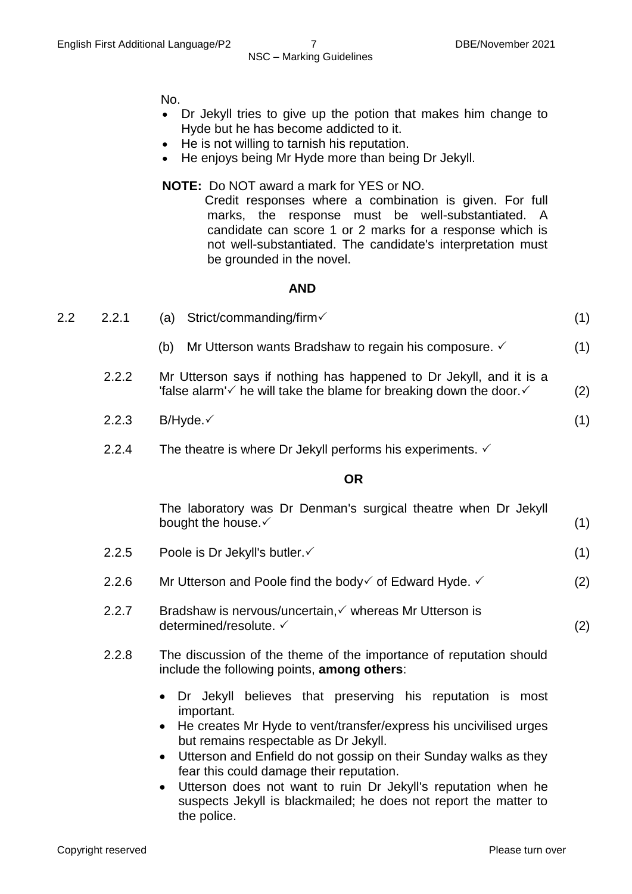No.

- Dr Jekyll tries to give up the potion that makes him change to Hyde but he has become addicted to it.
- He is not willing to tarnish his reputation.
- He enjoys being Mr Hyde more than being Dr Jekyll.

**NOTE:** Do NOT award a mark for YES or NO.
Credit responses where a combination is given. For full marks, the response must be well-substantiated. A candidate can score 1 or 2 marks for a response which is not well-substantiated. The candidate's interpretation must be grounded in the novel.

**AND**

2.2 2.2.1 (a) Strict/commanding/firm✓ (1)

(b) Mr Utterson wants Bradshaw to regain his composure. ✓ (1)

2.2.2 Mr Utterson says if nothing has happened to Dr Jekyll, and it is a 'false alarm'✓ he will take the blame for breaking down the door.✓ (2)

2.2.3 B/Hyde.✓ (1)

2.2.4 The theatre is where Dr Jekyll performs his experiments. ✓

**OR**

The laboratory was Dr Denman's surgical theatre when Dr Jekyll bought the house.✓ (1)

2.2.5 Poole is Dr Jekyll's butler.✓ (1)

2.2.6 Mr Utterson and Poole find the body✓ of Edward Hyde. ✓ (2)

2.2.7 Bradshaw is nervous/uncertain,✓ whereas Mr Utterson is determined/resolute. ✓ (2)

2.2.8 The discussion of the theme of the importance of reputation should include the following points, **among others**:

- Dr Jekyll believes that preserving his reputation is most important.
- He creates Mr Hyde to vent/transfer/express his uncivilised urges but remains respectable as Dr Jekyll.
- Utterson and Enfield do not gossip on their Sunday walks as they fear this could damage their reputation.
- Utterson does not want to ruin Dr Jekyll's reputation when he suspects Jekyll is blackmailed; he does not report the matter to the police.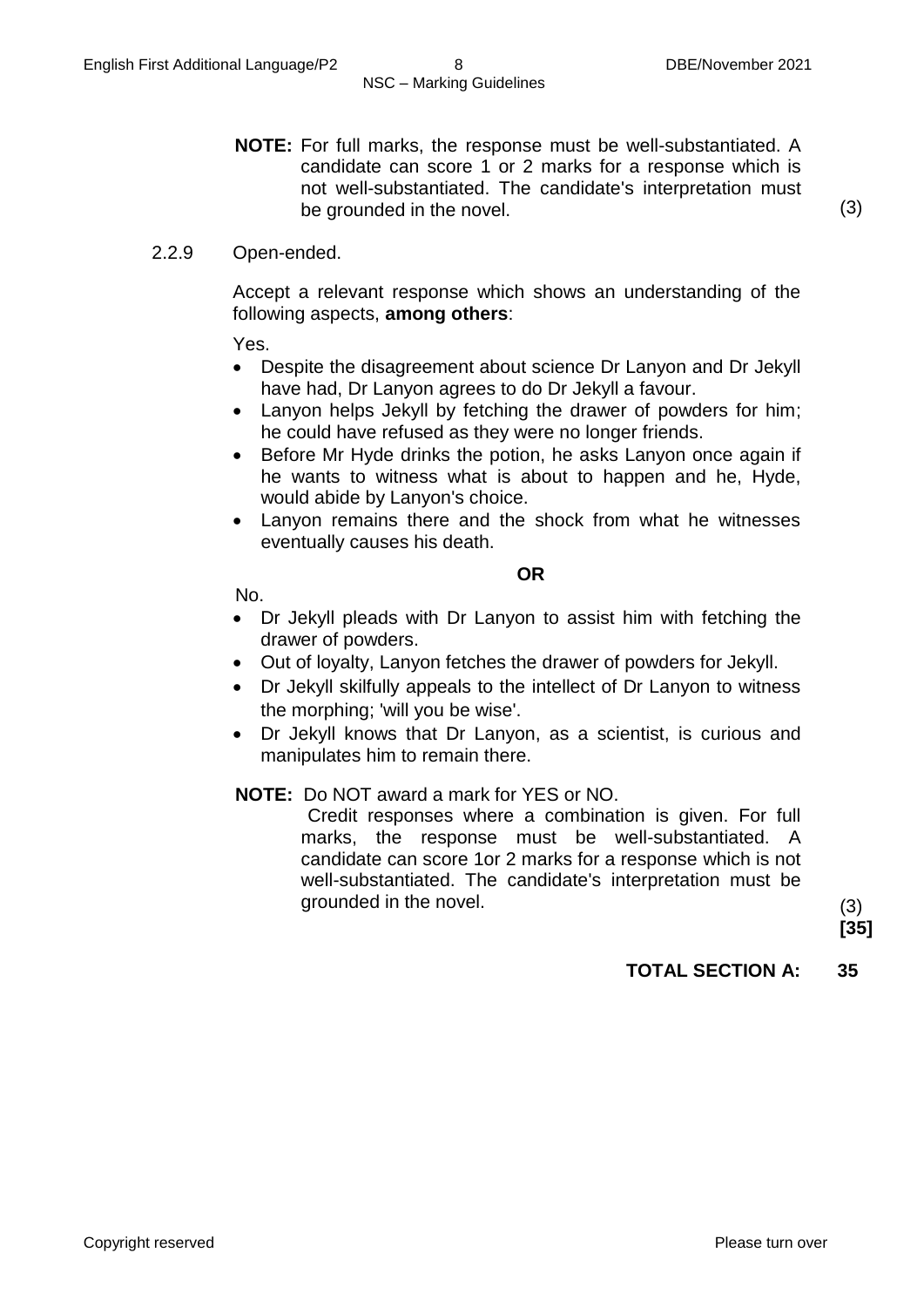**NOTE:** For full marks, the response must be well-substantiated. A candidate can score 1 or 2 marks for a response which is not well-substantiated. The candidate's interpretation must be grounded in the novel. (3)

2.2.9 Open-ended.

Accept a relevant response which shows an understanding of the following aspects, **among others**:

Yes.

- Despite the disagreement about science Dr Lanyon and Dr Jekyll have had, Dr Lanyon agrees to do Dr Jekyll a favour.
- Lanyon helps Jekyll by fetching the drawer of powders for him; he could have refused as they were no longer friends.
- Before Mr Hyde drinks the potion, he asks Lanyon once again if he wants to witness what is about to happen and he, Hyde, would abide by Lanyon's choice.
- Lanyon remains there and the shock from what he witnesses eventually causes his death.

**OR**

No.

- Dr Jekyll pleads with Dr Lanyon to assist him with fetching the drawer of powders.
- Out of loyalty, Lanyon fetches the drawer of powders for Jekyll.
- Dr Jekyll skilfully appeals to the intellect of Dr Lanyon to witness the morphing; 'will you be wise'.
- Dr Jekyll knows that Dr Lanyon, as a scientist, is curious and manipulates him to remain there.

**NOTE:** Do NOT award a mark for YES or NO.
Credit responses where a combination is given. For full marks, the response must be well-substantiated. A candidate can score 1or 2 marks for a response which is not well-substantiated. The candidate's interpretation must be grounded in the novel. (3)

**[35]**

**TOTAL SECTION A: 35**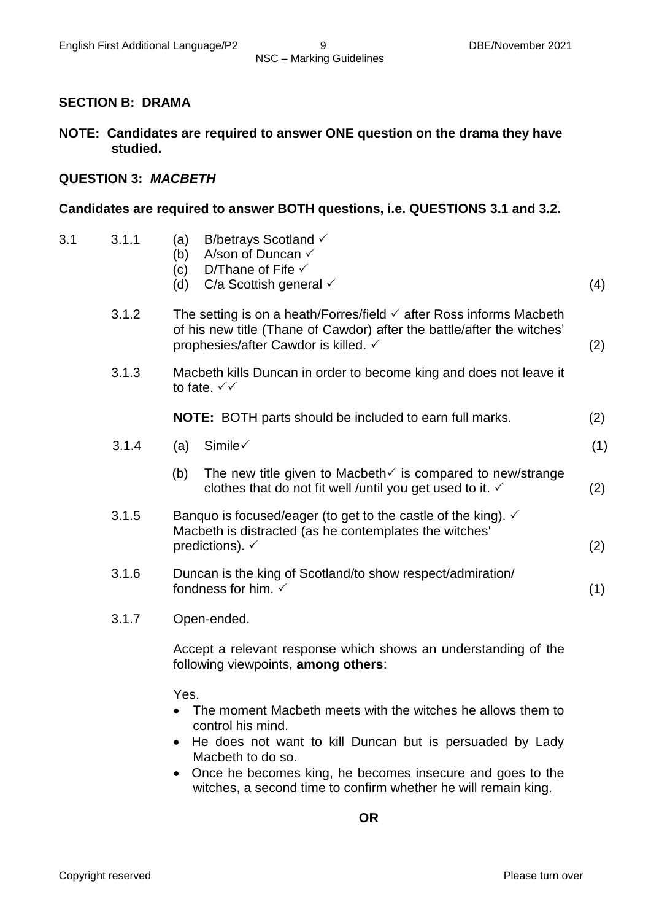## SECTION B: DRAMA

**NOTE: Candidates are required to answer ONE question on the drama they have studied.**

### QUESTION 3: *MACBETH*

**Candidates are required to answer BOTH questions, i.e. QUESTIONS 3.1 and 3.2.**

3.1

3.1.1
- (a) B/betrays Scotland ✓
- (b) A/son of Duncan ✓
- (c) D/Thane of Fife ✓
- (d) C/a Scottish general ✓ (4)

3.1.2 The setting is on a heath/Forres/field ✓ after Ross informs Macbeth of his new title (Thane of Cawdor) after the battle/after the witches' prophesies/after Cawdor is killed. ✓ (2)

3.1.3 Macbeth kills Duncan in order to become king and does not leave it to fate. ✓✓

**NOTE:** BOTH parts should be included to earn full marks. (2)

3.1.4
- (a) Simile✓ (1)
- (b) The new title given to Macbeth✓ is compared to new/strange clothes that do not fit well /until you get used to it. ✓ (2)

3.1.5 Banquo is focused/eager (to get to the castle of the king). ✓ Macbeth is distracted (as he contemplates the witches' predictions). ✓ (2)

3.1.6 Duncan is the king of Scotland/to show respect/admiration/ fondness for him. ✓ (1)

3.1.7 Open-ended.

Accept a relevant response which shows an understanding of the following viewpoints, **among others**:

Yes.
- The moment Macbeth meets with the witches he allows them to control his mind.
- He does not want to kill Duncan but is persuaded by Lady Macbeth to do so.
- Once he becomes king, he becomes insecure and goes to the witches, a second time to confirm whether he will remain king.

**OR**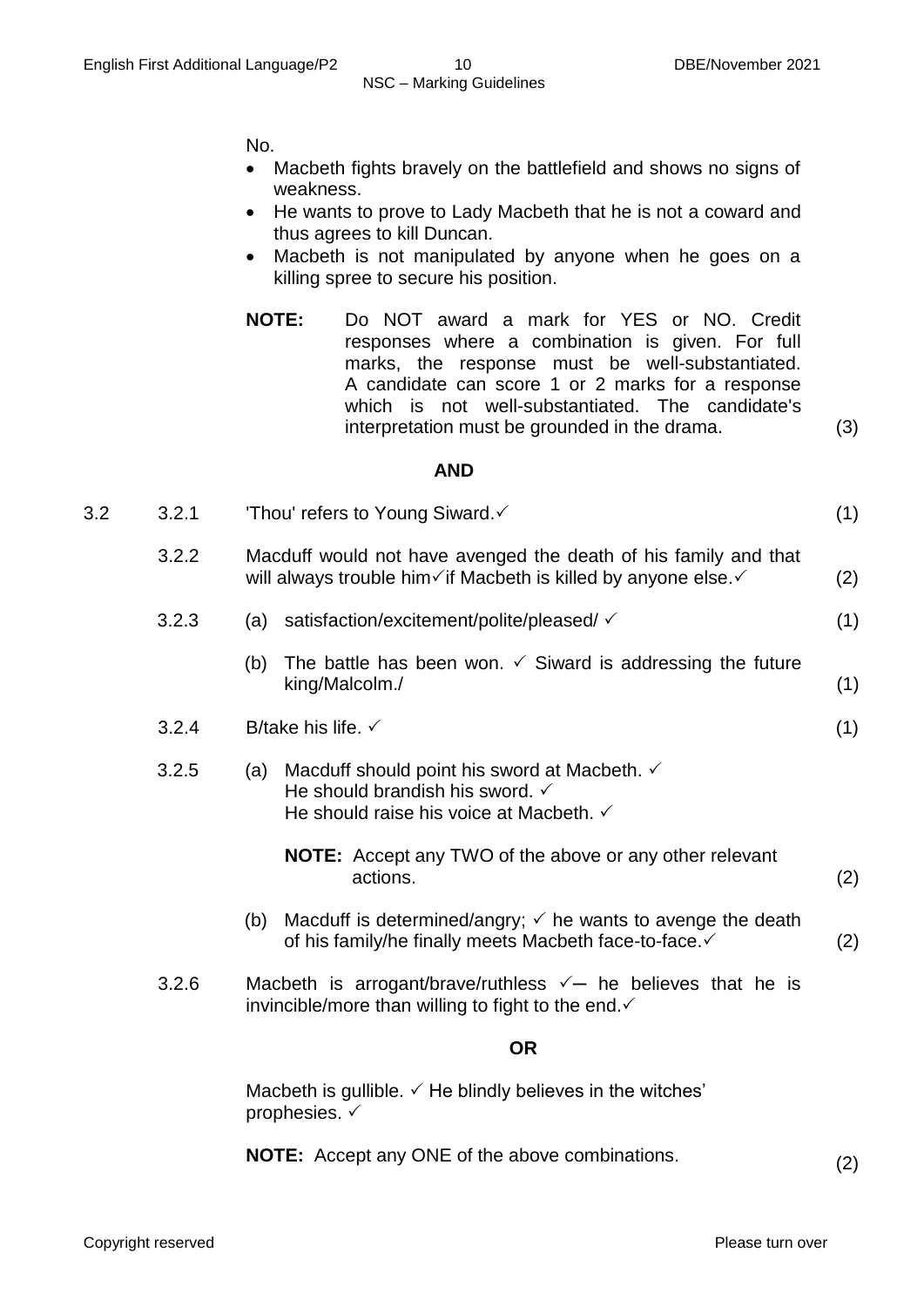No.

- Macbeth fights bravely on the battlefield and shows no signs of weakness.
- He wants to prove to Lady Macbeth that he is not a coward and thus agrees to kill Duncan.
- Macbeth is not manipulated by anyone when he goes on a killing spree to secure his position.

**NOTE:** Do NOT award a mark for YES or NO. Credit responses where a combination is given. For full marks, the response must be well-substantiated. A candidate can score 1 or 2 marks for a response which is not well-substantiated. The candidate's interpretation must be grounded in the drama. (3)

**AND**

3.2 3.2.1 'Thou' refers to Young Siward.✓ (1)

3.2.2 Macduff would not have avenged the death of his family and that will always trouble him✓if Macbeth is killed by anyone else.✓ (2)

3.2.3 (a) satisfaction/excitement/polite/pleased/ ✓ (1)

(b) The battle has been won. ✓ Siward is addressing the future king/Malcolm./ (1)

3.2.4 B/take his life. ✓ (1)

3.2.5 (a) Macduff should point his sword at Macbeth. ✓
He should brandish his sword. ✓
He should raise his voice at Macbeth. ✓

**NOTE:** Accept any TWO of the above or any other relevant actions. (2)

(b) Macduff is determined/angry; ✓ he wants to avenge the death of his family/he finally meets Macbeth face-to-face.✓ (2)

3.2.6 Macbeth is arrogant/brave/ruthless ✓– he believes that he is invincible/more than willing to fight to the end.✓

**OR**

Macbeth is gullible. ✓ He blindly believes in the witches' prophesies. ✓

**NOTE:** Accept any ONE of the above combinations. (2)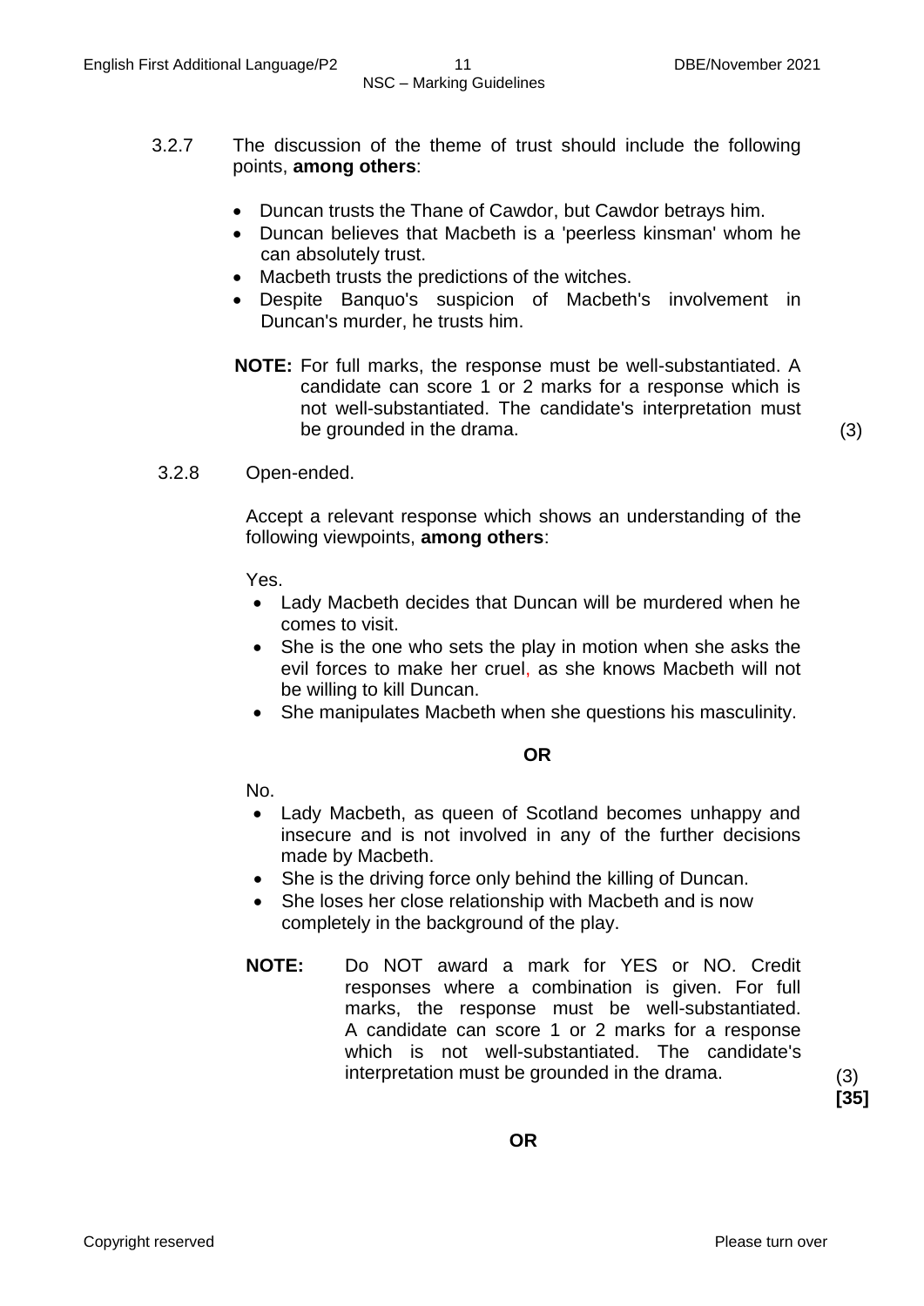3.2.7 The discussion of the theme of trust should include the following points, **among others**:

- Duncan trusts the Thane of Cawdor, but Cawdor betrays him.
- Duncan believes that Macbeth is a 'peerless kinsman' whom he can absolutely trust.
- Macbeth trusts the predictions of the witches.
- Despite Banquo's suspicion of Macbeth's involvement in Duncan's murder, he trusts him.

**NOTE:** For full marks, the response must be well-substantiated. A candidate can score 1 or 2 marks for a response which is not well-substantiated. The candidate's interpretation must be grounded in the drama. (3)

3.2.8 Open-ended.

Accept a relevant response which shows an understanding of the following viewpoints, **among others**:

Yes.

- Lady Macbeth decides that Duncan will be murdered when he comes to visit.
- She is the one who sets the play in motion when she asks the evil forces to make her cruel, as she knows Macbeth will not be willing to kill Duncan.
- She manipulates Macbeth when she questions his masculinity.

**OR**

No.

- Lady Macbeth, as queen of Scotland becomes unhappy and insecure and is not involved in any of the further decisions made by Macbeth.
- She is the driving force only behind the killing of Duncan.
- She loses her close relationship with Macbeth and is now completely in the background of the play.

**NOTE:** Do NOT award a mark for YES or NO. Credit responses where a combination is given. For full marks, the response must be well-substantiated. A candidate can score 1 or 2 marks for a response which is not well-substantiated. The candidate's interpretation must be grounded in the drama. (3)

**[35]**

**OR**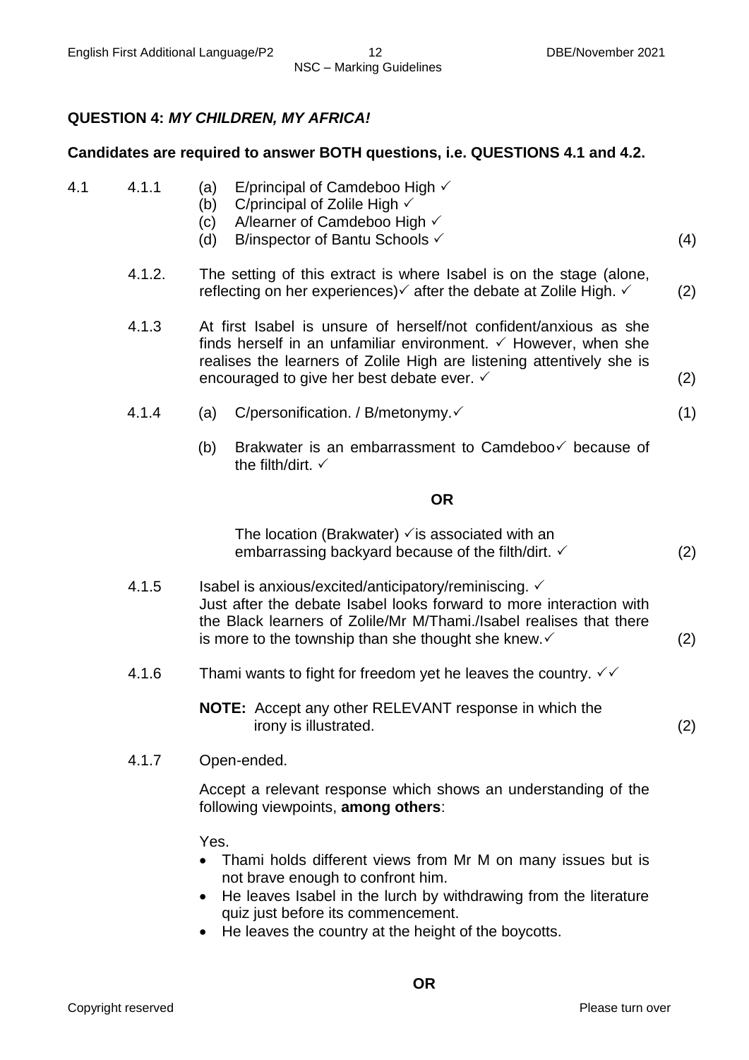**QUESTION 4: *MY CHILDREN, MY AFRICA!***

**Candidates are required to answer BOTH questions, i.e. QUESTIONS 4.1 and 4.2.**

4.1

4.1.1
(a) E/principal of Camdeboo High ✓
(b) C/principal of Zolile High ✓
(c) A/learner of Camdeboo High ✓
(d) B/inspector of Bantu Schools ✓ (4)

4.1.2. The setting of this extract is where Isabel is on the stage (alone, reflecting on her experiences)✓ after the debate at Zolile High. ✓ (2)

4.1.3 At first Isabel is unsure of herself/not confident/anxious as she finds herself in an unfamiliar environment. ✓ However, when she realises the learners of Zolile High are listening attentively she is encouraged to give her best debate ever. ✓ (2)

4.1.4
(a) C/personification. / B/metonymy.✓ (1)

(b) Brakwater is an embarrassment to Camdeboo✓ because of the filth/dirt. ✓

**OR**

The location (Brakwater) ✓is associated with an embarrassing backyard because of the filth/dirt. ✓ (2)

4.1.5 Isabel is anxious/excited/anticipatory/reminiscing. ✓
Just after the debate Isabel looks forward to more interaction with the Black learners of Zolile/Mr M/Thami./Isabel realises that there is more to the township than she thought she knew.✓ (2)

4.1.6 Thami wants to fight for freedom yet he leaves the country. ✓✓

**NOTE:** Accept any other RELEVANT response in which the irony is illustrated. (2)

4.1.7 Open-ended.

Accept a relevant response which shows an understanding of the following viewpoints, **among others**:

Yes.

- Thami holds different views from Mr M on many issues but is not brave enough to confront him.
- He leaves Isabel in the lurch by withdrawing from the literature quiz just before its commencement.
- He leaves the country at the height of the boycotts.

**OR**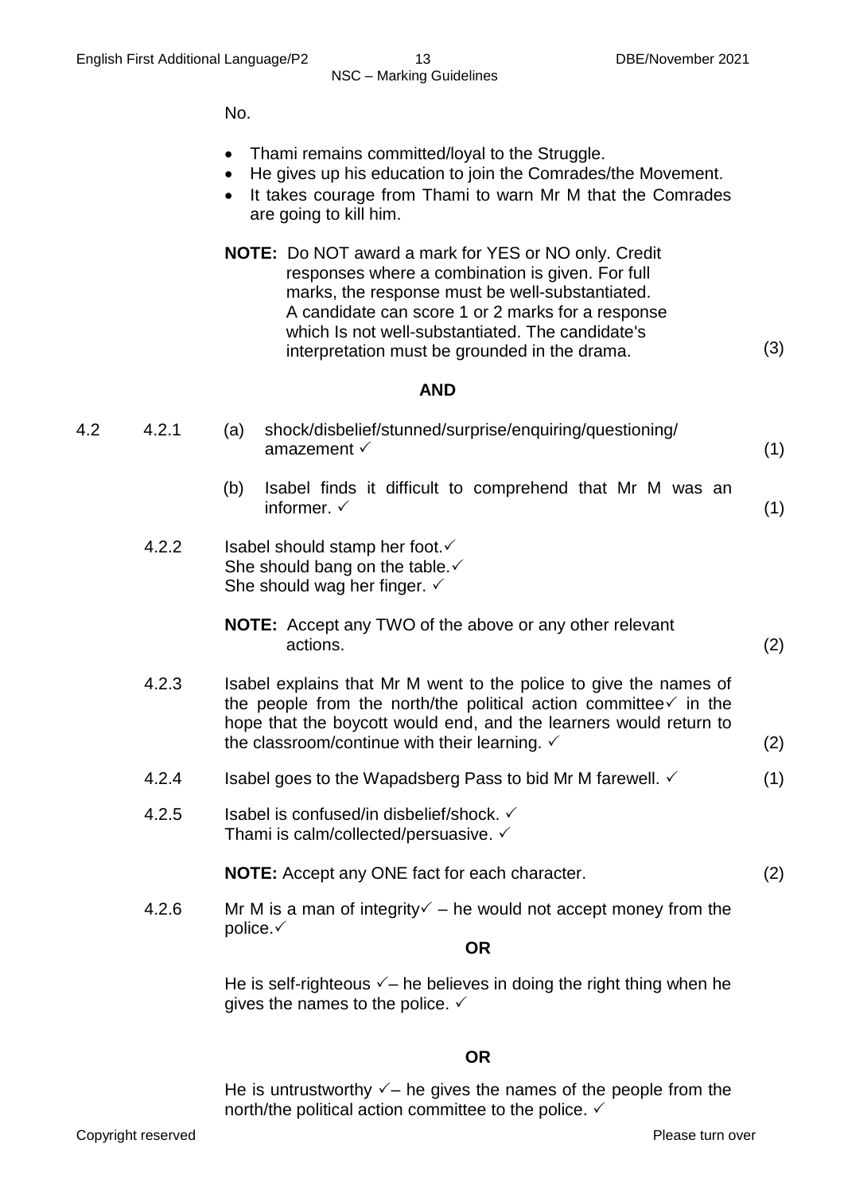No.

- Thami remains committed/loyal to the Struggle.
- He gives up his education to join the Comrades/the Movement.
- It takes courage from Thami to warn Mr M that the Comrades are going to kill him.

**NOTE:** Do NOT award a mark for YES or NO only. Credit responses where a combination is given. For full marks, the response must be well-substantiated. A candidate can score 1 or 2 marks for a response which Is not well-substantiated. The candidate's interpretation must be grounded in the drama. (3)

**AND**

4.2

4.2.1 (a) shock/disbelief/stunned/surprise/enquiring/questioning/ amazement ✓ (1)

(b) Isabel finds it difficult to comprehend that Mr M was an informer. ✓ (1)

4.2.2 Isabel should stamp her foot.✓
She should bang on the table.✓
She should wag her finger. ✓

**NOTE:** Accept any TWO of the above or any other relevant actions. (2)

4.2.3 Isabel explains that Mr M went to the police to give the names of the people from the north/the political action committee✓ in the hope that the boycott would end, and the learners would return to the classroom/continue with their learning. ✓ (2)

4.2.4 Isabel goes to the Wapadsberg Pass to bid Mr M farewell. ✓ (1)

4.2.5 Isabel is confused/in disbelief/shock. ✓
Thami is calm/collected/persuasive. ✓

**NOTE:** Accept any ONE fact for each character. (2)

4.2.6 Mr M is a man of integrity✓ – he would not accept money from the police.✓

**OR**

He is self-righteous ✓– he believes in doing the right thing when he gives the names to the police. ✓

**OR**

He is untrustworthy ✓– he gives the names of the people from the north/the political action committee to the police. ✓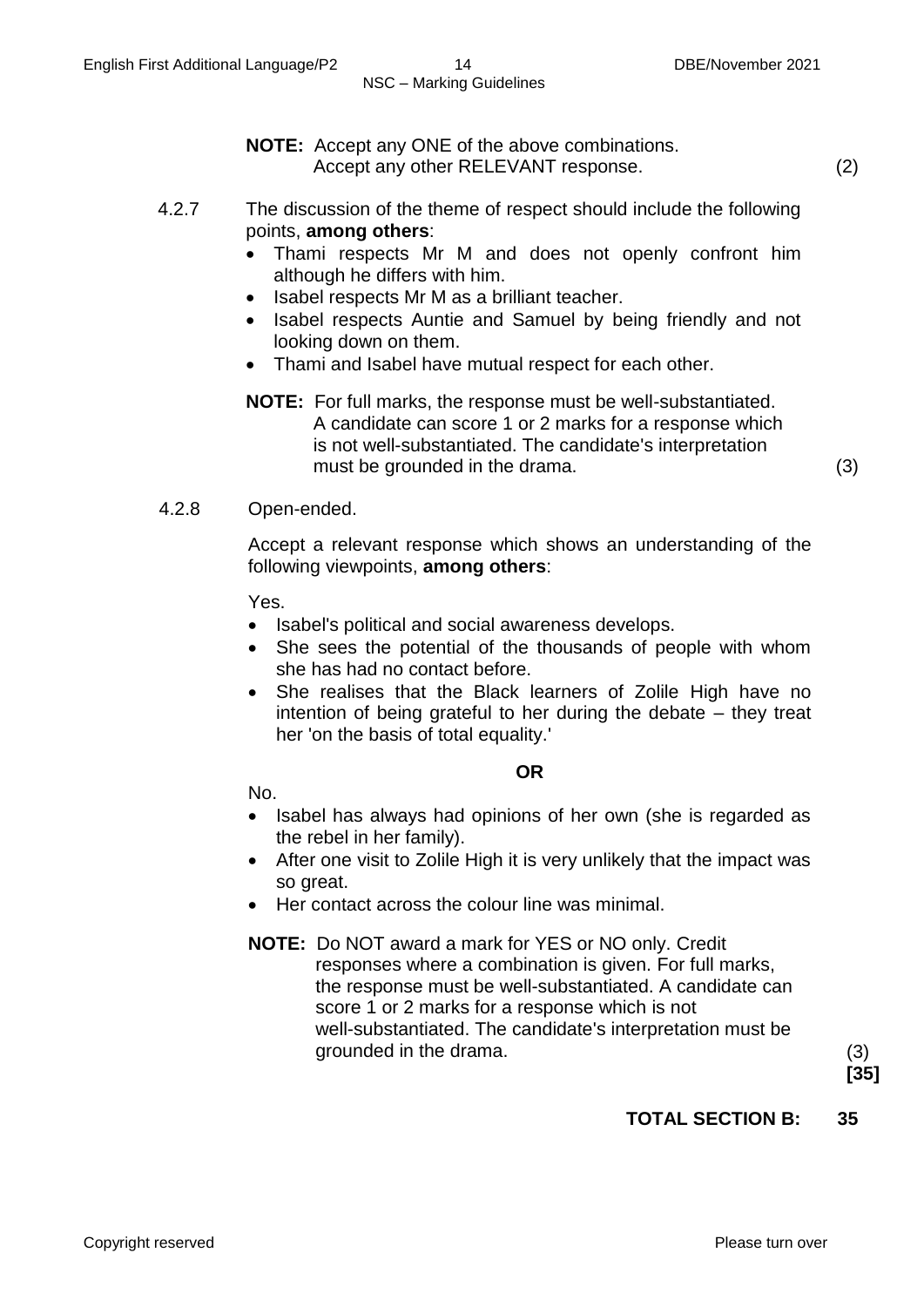**NOTE:** Accept any ONE of the above combinations.
Accept any other RELEVANT response. (2)

4.2.7 The discussion of the theme of respect should include the following points, **among others**:

- Thami respects Mr M and does not openly confront him although he differs with him.
- Isabel respects Mr M as a brilliant teacher.
- Isabel respects Auntie and Samuel by being friendly and not looking down on them.
- Thami and Isabel have mutual respect for each other.

**NOTE:** For full marks, the response must be well-substantiated. A candidate can score 1 or 2 marks for a response which is not well-substantiated. The candidate's interpretation must be grounded in the drama. (3)

4.2.8 Open-ended.

Accept a relevant response which shows an understanding of the following viewpoints, **among others**:

Yes.

- Isabel's political and social awareness develops.
- She sees the potential of the thousands of people with whom she has had no contact before.
- She realises that the Black learners of Zolile High have no intention of being grateful to her during the debate – they treat her 'on the basis of total equality.'

**OR**

No.

- Isabel has always had opinions of her own (she is regarded as the rebel in her family).
- After one visit to Zolile High it is very unlikely that the impact was so great.
- Her contact across the colour line was minimal.

**NOTE:** Do NOT award a mark for YES or NO only. Credit responses where a combination is given. For full marks, the response must be well-substantiated. A candidate can score 1 or 2 marks for a response which is not well-substantiated. The candidate's interpretation must be grounded in the drama. (3)

**[35]**

**TOTAL SECTION B: 35**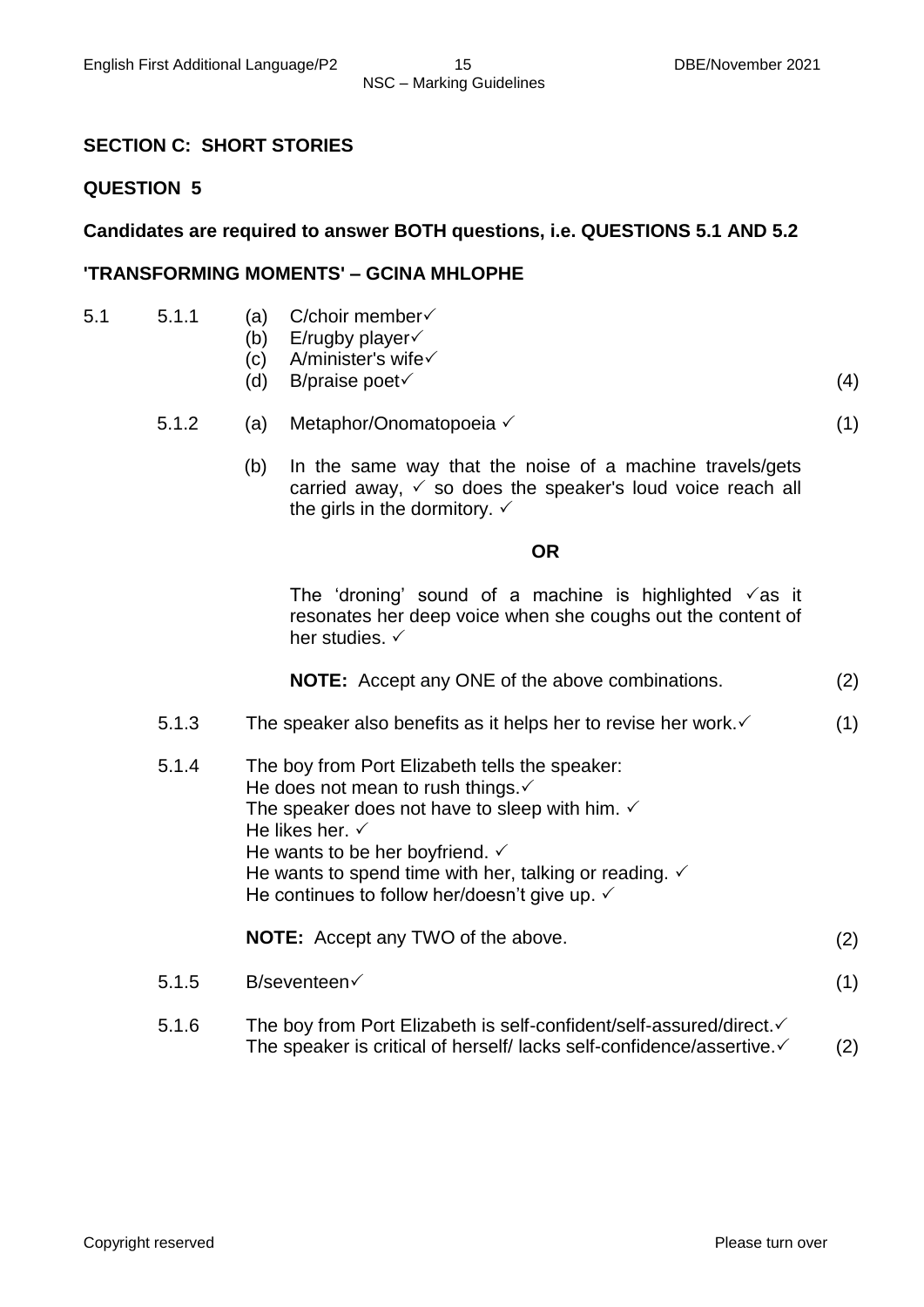## SECTION C: SHORT STORIES

## QUESTION 5

**Candidates are required to answer BOTH questions, i.e. QUESTIONS 5.1 AND 5.2**

### 'TRANSFORMING MOMENTS' – GCINA MHLOPHE

5.1

5.1.1
(a) C/choir member✓
(b) E/rugby player✓
(c) A/minister's wife✓
(d) B/praise poet✓ (4)

5.1.2
(a) Metaphor/Onomatopoeia ✓ (1)

(b) In the same way that the noise of a machine travels/gets carried away, ✓ so does the speaker's loud voice reach all the girls in the dormitory. ✓

**OR**

The 'droning' sound of a machine is highlighted ✓as it resonates her deep voice when she coughs out the content of her studies. ✓

**NOTE:** Accept any ONE of the above combinations. (2)

5.1.3 The speaker also benefits as it helps her to revise her work.✓ (1)

5.1.4 The boy from Port Elizabeth tells the speaker:
He does not mean to rush things.✓
The speaker does not have to sleep with him. ✓
He likes her. ✓
He wants to be her boyfriend. ✓
He wants to spend time with her, talking or reading. ✓
He continues to follow her/doesn't give up. ✓

**NOTE:** Accept any TWO of the above. (2)

5.1.5 B/seventeen✓ (1)

5.1.6 The boy from Port Elizabeth is self-confident/self-assured/direct.✓
The speaker is critical of herself/ lacks self-confidence/assertive.✓ (2)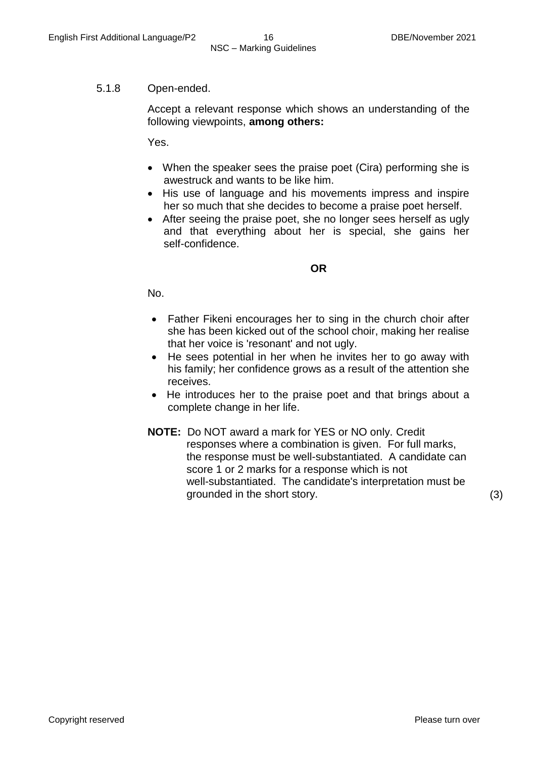5.1.8 Open-ended.

Accept a relevant response which shows an understanding of the following viewpoints, **among others:**

Yes.

- When the speaker sees the praise poet (Cira) performing she is awestruck and wants to be like him.
- His use of language and his movements impress and inspire her so much that she decides to become a praise poet herself.
- After seeing the praise poet, she no longer sees herself as ugly and that everything about her is special, she gains her self-confidence.

**OR**

No.

- Father Fikeni encourages her to sing in the church choir after she has been kicked out of the school choir, making her realise that her voice is 'resonant' and not ugly.
- He sees potential in her when he invites her to go away with his family; her confidence grows as a result of the attention she receives.
- He introduces her to the praise poet and that brings about a complete change in her life.

**NOTE:** Do NOT award a mark for YES or NO only. Credit responses where a combination is given. For full marks, the response must be well-substantiated. A candidate can score 1 or 2 marks for a response which is not well-substantiated. The candidate's interpretation must be grounded in the short story. (3)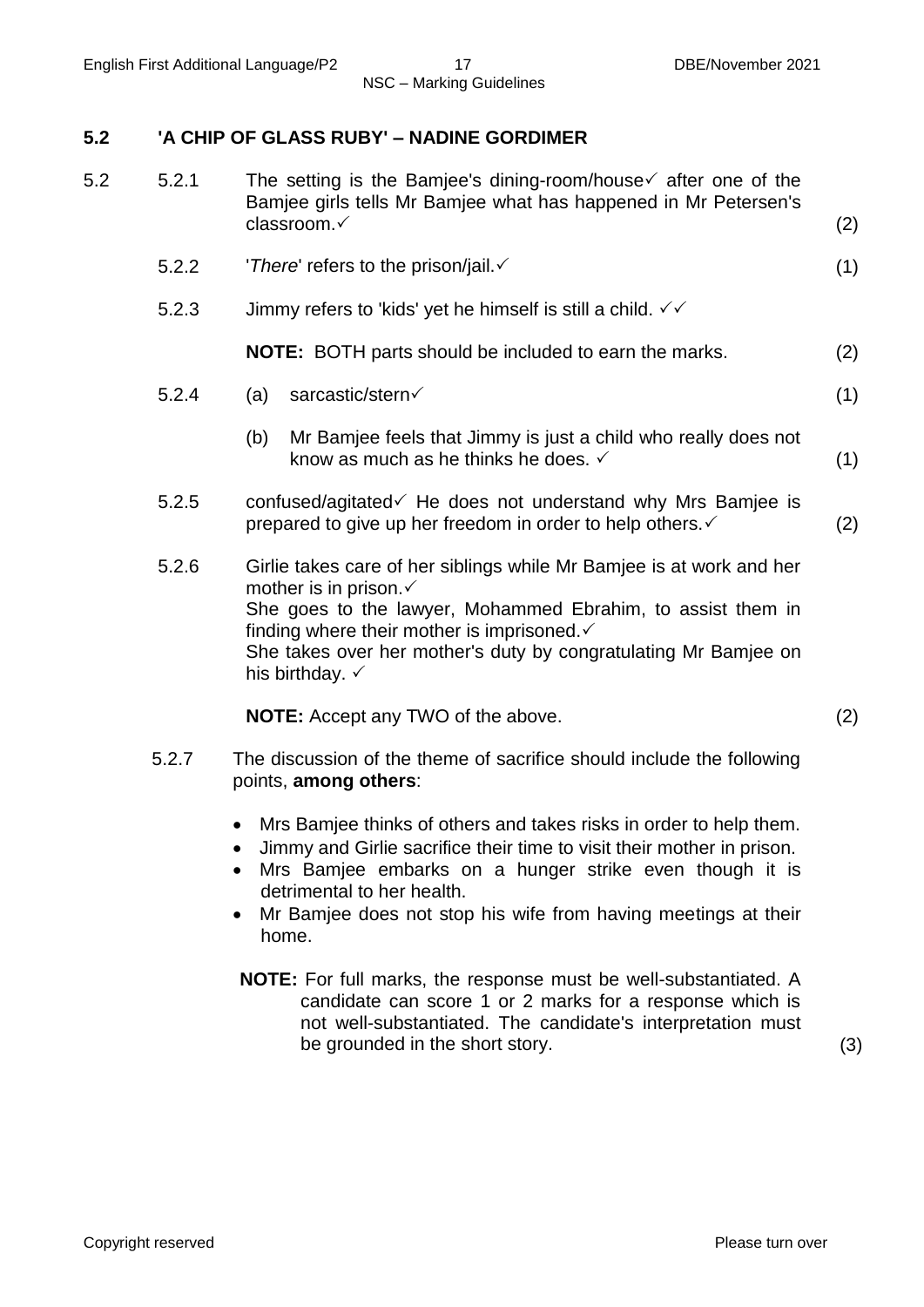## 5.2 'A CHIP OF GLASS RUBY' – NADINE GORDIMER

| | | | |
|---|---|---|---|
| 5.2 | 5.2.1 | The setting is the Bamjee's dining-room/house✓ after one of the Bamjee girls tells Mr Bamjee what has happened in Mr Petersen's classroom.✓ | (2) |
| | 5.2.2 | '*There*' refers to the prison/jail.✓ | (1) |
| | 5.2.3 | Jimmy refers to 'kids' yet he himself is still a child. ✓✓<br><br>**NOTE:** BOTH parts should be included to earn the marks. | (2) |
| | 5.2.4 | (a) sarcastic/stern✓ | (1) |
| | | (b) Mr Bamjee feels that Jimmy is just a child who really does not know as much as he thinks he does. ✓ | (1) |
| | 5.2.5 | confused/agitated✓ He does not understand why Mrs Bamjee is prepared to give up her freedom in order to help others.✓ | (2) |
| | 5.2.6 | Girlie takes care of her siblings while Mr Bamjee is at work and her mother is in prison.✓<br>She goes to the lawyer, Mohammed Ebrahim, to assist them in finding where their mother is imprisoned.✓<br>She takes over her mother's duty by congratulating Mr Bamjee on his birthday. ✓<br><br>**NOTE:** Accept any TWO of the above. | (2) |
| | 5.2.7 | The discussion of the theme of sacrifice should include the following points, **among others**:<br><br>• Mrs Bamjee thinks of others and takes risks in order to help them.<br>• Jimmy and Girlie sacrifice their time to visit their mother in prison.<br>• Mrs Bamjee embarks on a hunger strike even though it is detrimental to her health.<br>• Mr Bamjee does not stop his wife from having meetings at their home.<br><br>**NOTE:** For full marks, the response must be well-substantiated. A candidate can score 1 or 2 marks for a response which is not well-substantiated. The candidate's interpretation must be grounded in the short story. | (3) |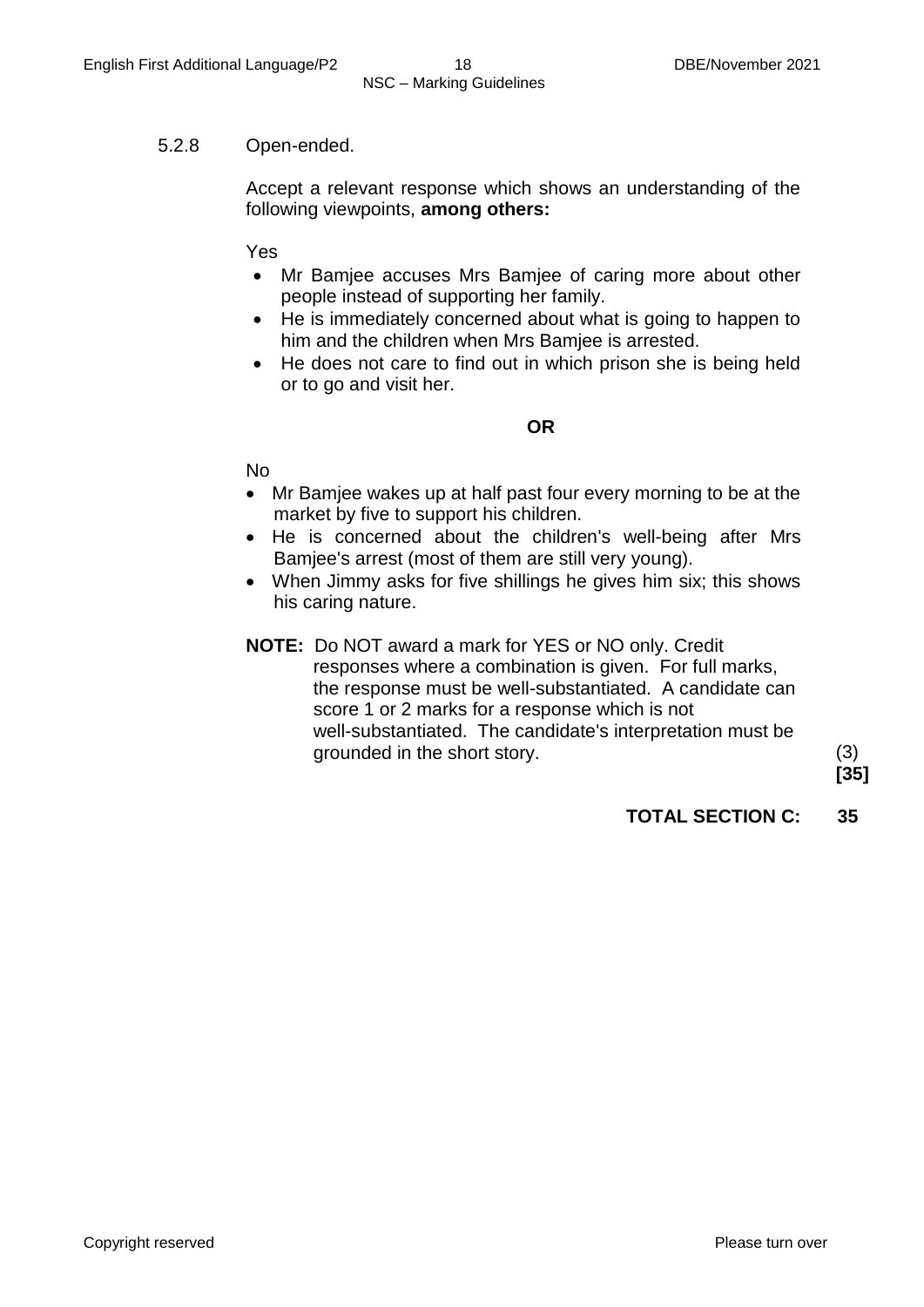5.2.8 Open-ended.

Accept a relevant response which shows an understanding of the following viewpoints, **among others:**

Yes

- Mr Bamjee accuses Mrs Bamjee of caring more about other people instead of supporting her family.
- He is immediately concerned about what is going to happen to him and the children when Mrs Bamjee is arrested.
- He does not care to find out in which prison she is being held or to go and visit her.

**OR**

No

- Mr Bamjee wakes up at half past four every morning to be at the market by five to support his children.
- He is concerned about the children's well-being after Mrs Bamjee's arrest (most of them are still very young).
- When Jimmy asks for five shillings he gives him six; this shows his caring nature.

**NOTE:** Do NOT award a mark for YES or NO only. Credit responses where a combination is given. For full marks, the response must be well-substantiated. A candidate can score 1 or 2 marks for a response which is not well-substantiated. The candidate's interpretation must be grounded in the short story. (3)

**[35]**

**TOTAL SECTION C: 35**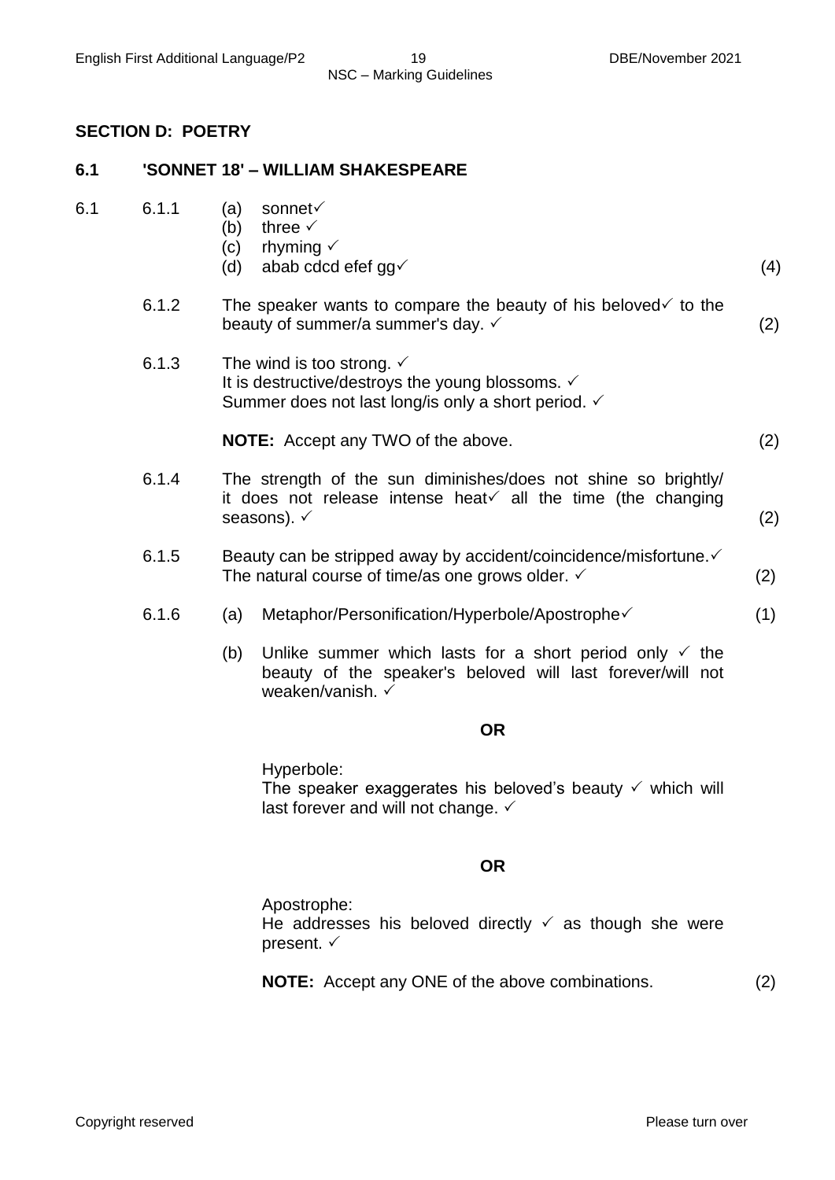## SECTION D: POETRY

### 6.1 'SONNET 18' – WILLIAM SHAKESPEARE

6.1 6.1.1
- (a) sonnet✓
- (b) three ✓
- (c) rhyming ✓
- (d) abab cdcd efef gg✓ (4)

6.1.2 The speaker wants to compare the beauty of his beloved✓ to the beauty of summer/a summer's day. ✓ (2)

6.1.3 The wind is too strong. ✓
It is destructive/destroys the young blossoms. ✓
Summer does not last long/is only a short period. ✓

**NOTE:** Accept any TWO of the above. (2)

6.1.4 The strength of the sun diminishes/does not shine so brightly/ it does not release intense heat✓ all the time (the changing seasons). ✓ (2)

6.1.5 Beauty can be stripped away by accident/coincidence/misfortune.✓
The natural course of time/as one grows older. ✓ (2)

6.1.6 (a) Metaphor/Personification/Hyperbole/Apostrophe✓ (1)

(b) Unlike summer which lasts for a short period only ✓ the beauty of the speaker's beloved will last forever/will not weaken/vanish. ✓

**OR**

Hyperbole:
The speaker exaggerates his beloved's beauty ✓ which will last forever and will not change. ✓

**OR**

Apostrophe:
He addresses his beloved directly ✓ as though she were present. ✓

**NOTE:** Accept any ONE of the above combinations. (2)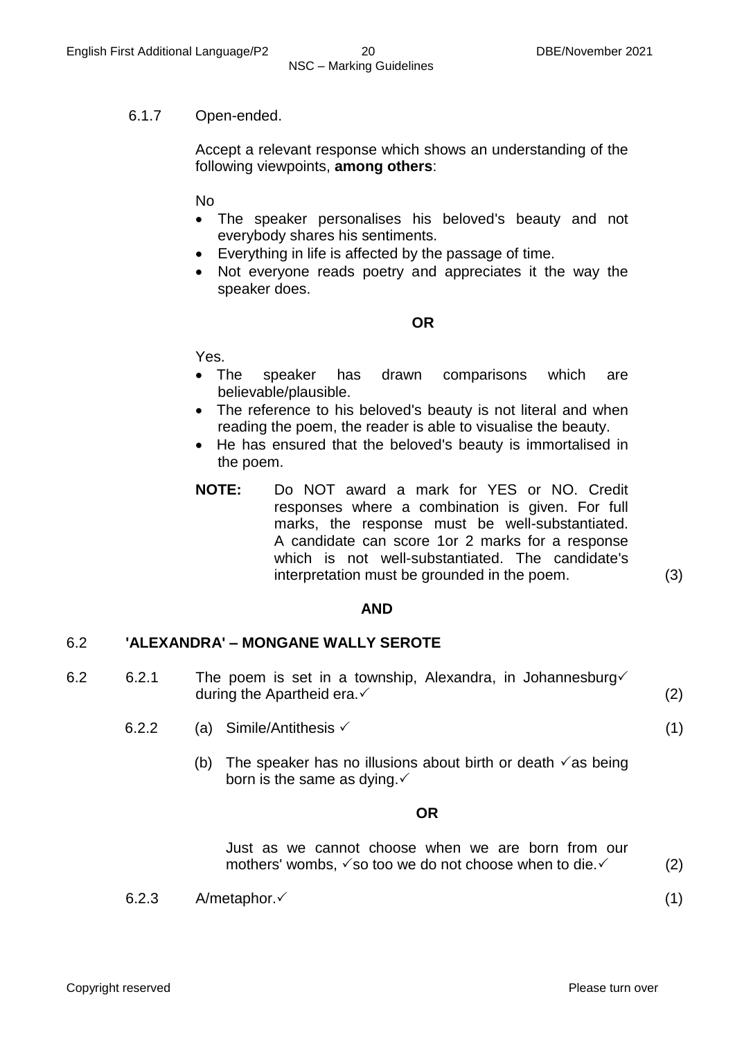6.1.7 Open-ended.

Accept a relevant response which shows an understanding of the following viewpoints, **among others**:

No

- The speaker personalises his beloved's beauty and not everybody shares his sentiments.
- Everything in life is affected by the passage of time.
- Not everyone reads poetry and appreciates it the way the speaker does.

**OR**

Yes.

- The speaker has drawn comparisons which are believable/plausible.
- The reference to his beloved's beauty is not literal and when reading the poem, the reader is able to visualise the beauty.
- He has ensured that the beloved's beauty is immortalised in the poem.

**NOTE:** Do NOT award a mark for YES or NO. Credit responses where a combination is given. For full marks, the response must be well-substantiated. A candidate can score 1or 2 marks for a response which is not well-substantiated. The candidate's interpretation must be grounded in the poem. (3)

**AND**

## 6.2 'ALEXANDRA' – MONGANE WALLY SEROTE

6.2 6.2.1 The poem is set in a township, Alexandra, in Johannesburg✓ during the Apartheid era.✓ (2)

6.2.2 (a) Simile/Antithesis ✓ (1)

(b) The speaker has no illusions about birth or death ✓as being born is the same as dying.✓

**OR**

Just as we cannot choose when we are born from our mothers' wombs, ✓so too we do not choose when to die.✓ (2)

6.2.3 A/metaphor.✓ (1)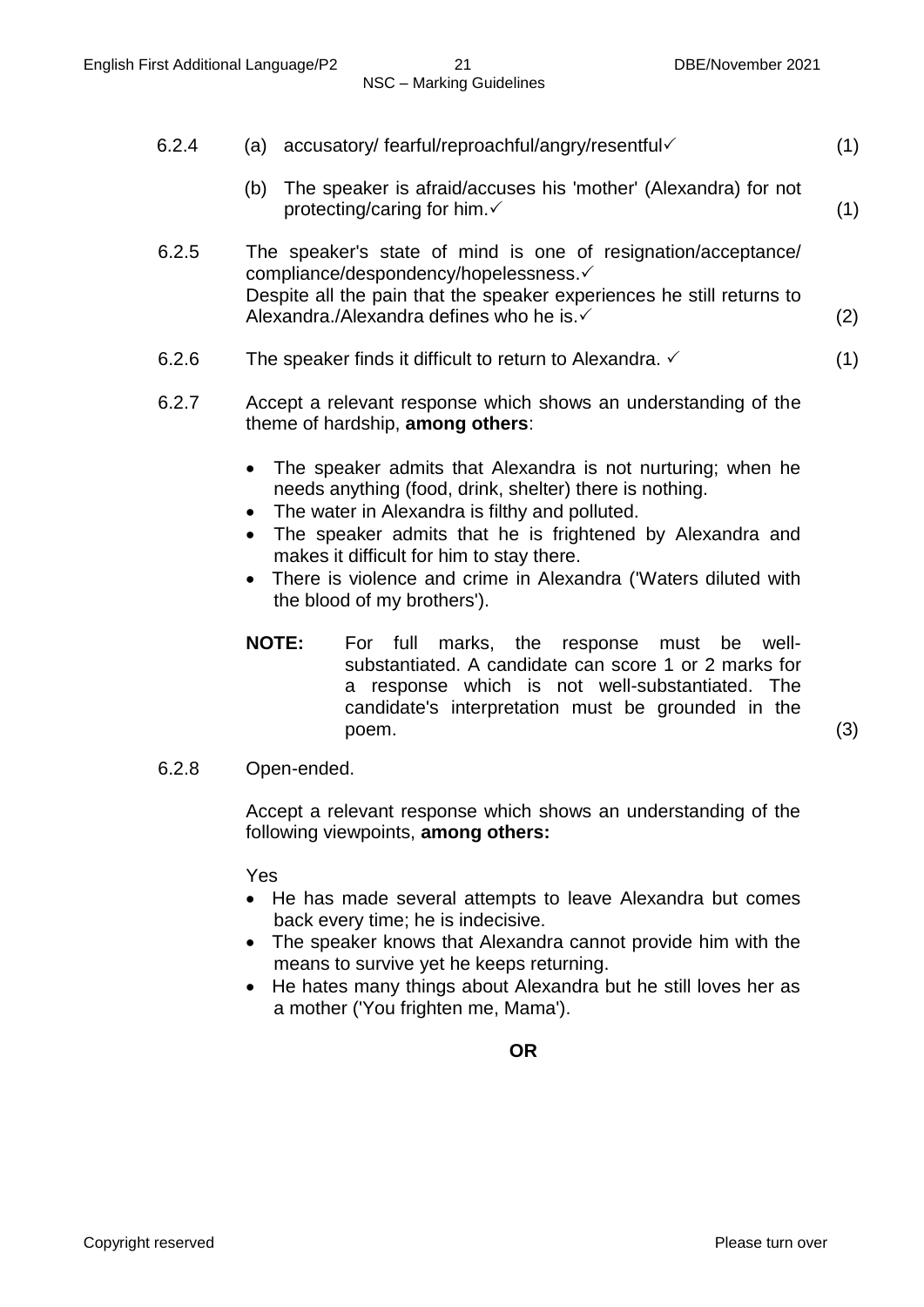6.2.4 (a) accusatory/ fearful/reproachful/angry/resentful✓ (1)

(b) The speaker is afraid/accuses his 'mother' (Alexandra) for not protecting/caring for him.✓ (1)

6.2.5 The speaker's state of mind is one of resignation/acceptance/ compliance/despondency/hopelessness.✓
Despite all the pain that the speaker experiences he still returns to Alexandra./Alexandra defines who he is.✓ (2)

6.2.6 The speaker finds it difficult to return to Alexandra. ✓ (1)

6.2.7 Accept a relevant response which shows an understanding of the theme of hardship, **among others**:

- The speaker admits that Alexandra is not nurturing; when he needs anything (food, drink, shelter) there is nothing.
- The water in Alexandra is filthy and polluted.
- The speaker admits that he is frightened by Alexandra and makes it difficult for him to stay there.
- There is violence and crime in Alexandra ('Waters diluted with the blood of my brothers').

**NOTE:** For full marks, the response must be well-substantiated. A candidate can score 1 or 2 marks for a response which is not well-substantiated. The candidate's interpretation must be grounded in the poem. (3)

6.2.8 Open-ended.

Accept a relevant response which shows an understanding of the following viewpoints, **among others:**

Yes

- He has made several attempts to leave Alexandra but comes back every time; he is indecisive.
- The speaker knows that Alexandra cannot provide him with the means to survive yet he keeps returning.
- He hates many things about Alexandra but he still loves her as a mother ('You frighten me, Mama').

**OR**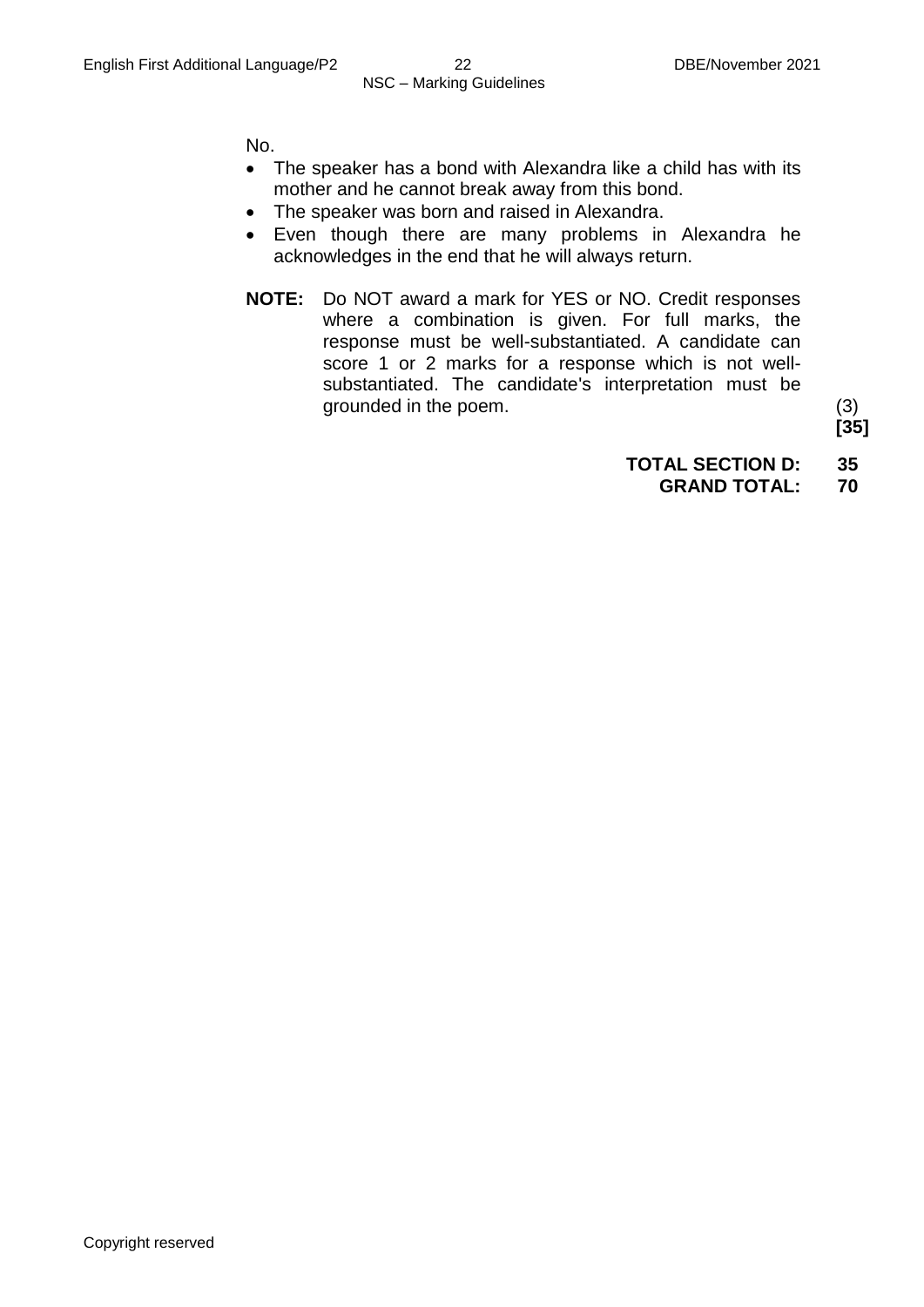No.

- The speaker has a bond with Alexandra like a child has with its mother and he cannot break away from this bond.
- The speaker was born and raised in Alexandra.
- Even though there are many problems in Alexandra he acknowledges in the end that he will always return.

**NOTE:** Do NOT award a mark for YES or NO. Credit responses where a combination is given. For full marks, the response must be well-substantiated. A candidate can score 1 or 2 marks for a response which is not well-substantiated. The candidate's interpretation must be grounded in the poem. (3)

**[35]**

**TOTAL SECTION D: 35**

**GRAND TOTAL: 70**